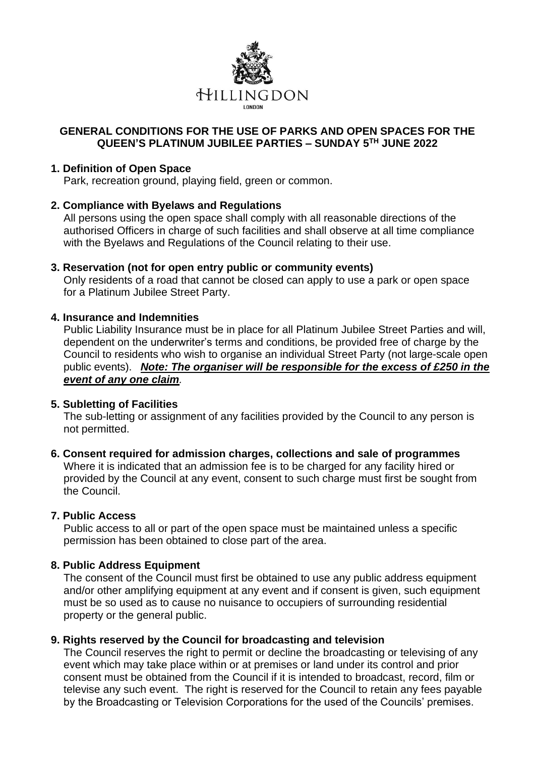HILLINGDON

LONDON

## GENERAL CONDITIONS FOR THE USE OF PARKS AND OPEN SPACES FOR THE QUEEN'S PLATINUM JUBILEE PARTIES – SUNDAY 5TH JUNE 2022

**1. Definition of Open Space**

Park, recreation ground, playing field, green or common.

**2. Compliance with Byelaws and Regulations**

All persons using the open space shall comply with all reasonable directions of the authorised Officers in charge of such facilities and shall observe at all time compliance with the Byelaws and Regulations of the Council relating to their use.

**3. Reservation (not for open entry public or community events)**

Only residents of a road that cannot be closed can apply to use a park or open space for a Platinum Jubilee Street Party.

**4. Insurance and Indemnities**

Public Liability Insurance must be in place for all Platinum Jubilee Street Parties and will, dependent on the underwriter's terms and conditions, be provided free of charge by the Council to residents who wish to organise an individual Street Party (not large-scale open public events). ***Note: The organiser will be responsible for the excess of £250 in the event of any one claim.***

**5. Subletting of Facilities**

The sub-letting or assignment of any facilities provided by the Council to any person is not permitted.

**6. Consent required for admission charges, collections and sale of programmes**

Where it is indicated that an admission fee is to be charged for any facility hired or provided by the Council at any event, consent to such charge must first be sought from the Council.

**7. Public Access**

Public access to all or part of the open space must be maintained unless a specific permission has been obtained to close part of the area.

**8. Public Address Equipment**

The consent of the Council must first be obtained to use any public address equipment and/or other amplifying equipment at any event and if consent is given, such equipment must be so used as to cause no nuisance to occupiers of surrounding residential property or the general public.

**9. Rights reserved by the Council for broadcasting and television**

The Council reserves the right to permit or decline the broadcasting or televising of any event which may take place within or at premises or land under its control and prior consent must be obtained from the Council if it is intended to broadcast, record, film or televise any such event. The right is reserved for the Council to retain any fees payable by the Broadcasting or Television Corporations for the used of the Councils' premises.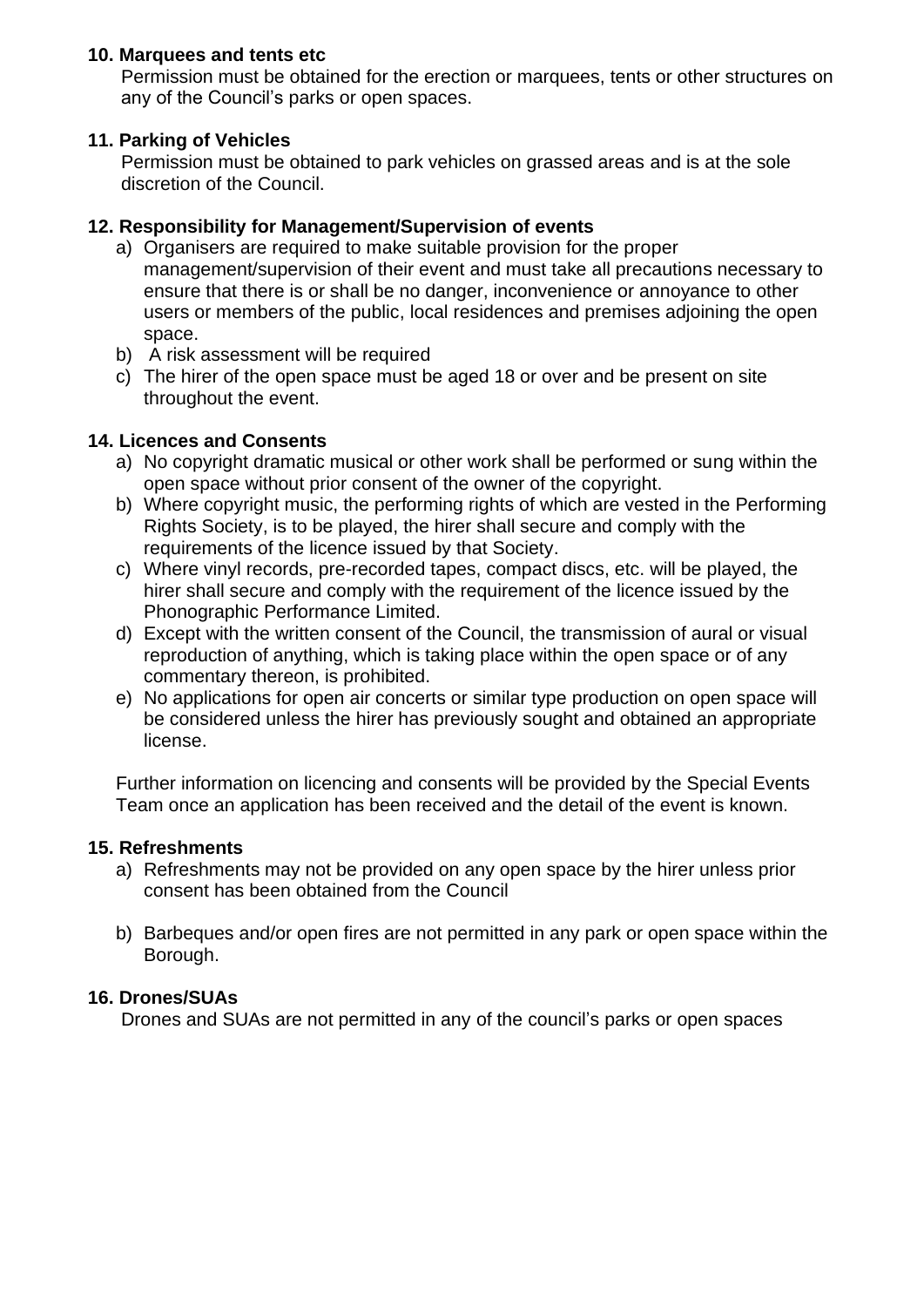**10. Marquees and tents etc**

Permission must be obtained for the erection or marquees, tents or other structures on any of the Council's parks or open spaces.

**11. Parking of Vehicles**

Permission must be obtained to park vehicles on grassed areas and is at the sole discretion of the Council.

**12. Responsibility for Management/Supervision of events**

a) Organisers are required to make suitable provision for the proper management/supervision of their event and must take all precautions necessary to ensure that there is or shall be no danger, inconvenience or annoyance to other users or members of the public, local residences and premises adjoining the open space.
b) A risk assessment will be required
c) The hirer of the open space must be aged 18 or over and be present on site throughout the event.

**14. Licences and Consents**

a) No copyright dramatic musical or other work shall be performed or sung within the open space without prior consent of the owner of the copyright.
b) Where copyright music, the performing rights of which are vested in the Performing Rights Society, is to be played, the hirer shall secure and comply with the requirements of the licence issued by that Society.
c) Where vinyl records, pre-recorded tapes, compact discs, etc. will be played, the hirer shall secure and comply with the requirement of the licence issued by the Phonographic Performance Limited.
d) Except with the written consent of the Council, the transmission of aural or visual reproduction of anything, which is taking place within the open space or of any commentary thereon, is prohibited.
e) No applications for open air concerts or similar type production on open space will be considered unless the hirer has previously sought and obtained an appropriate license.

Further information on licencing and consents will be provided by the Special Events Team once an application has been received and the detail of the event is known.

**15. Refreshments**

a) Refreshments may not be provided on any open space by the hirer unless prior consent has been obtained from the Council

b) Barbeques and/or open fires are not permitted in any park or open space within the Borough.

**16. Drones/SUAs**

Drones and SUAs are not permitted in any of the council's parks or open spaces